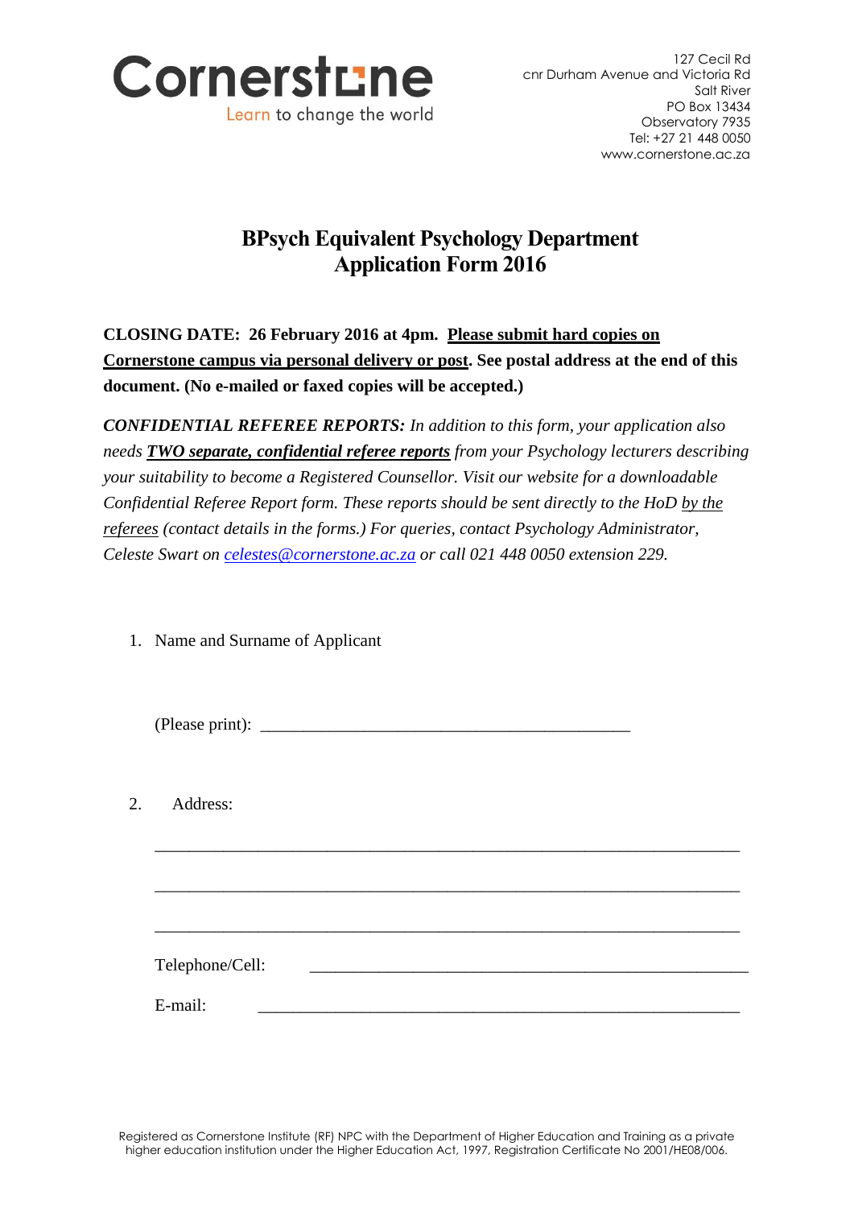Cornerstone
Learn to change the world

127 Cecil Rd
cnr Durham Avenue and Victoria Rd
Salt River
PO Box 13434
Observatory 7935
Tel: +27 21 448 0050
www.cornerstone.ac.za

# BPsych Equivalent Psychology Department
# Application Form 2016

**CLOSING DATE: 26 February 2016 at 4pm. Please submit hard copies on Cornerstone campus via personal delivery or post. See postal address at the end of this document. (No e-mailed or faxed copies will be accepted.)**

***CONFIDENTIAL REFEREE REPORTS:*** *In addition to this form, your application also needs* ***TWO separate, confidential referee reports*** *from your Psychology lecturers describing your suitability to become a Registered Counsellor. Visit our website for a downloadable Confidential Referee Report form. These reports should be sent directly to the HoD by the referees (contact details in the forms.) For queries, contact Psychology Administrator, Celeste Swart on celestes@cornerstone.ac.za or call 021 448 0050 extension 229.*

1. Name and Surname of Applicant

   (Please print): ___________________________________________

2. Address:

   ______________________________________________________________________

   ______________________________________________________________________

   ______________________________________________________________________

   Telephone/Cell: ____________________________________________________

   E-mail: ________________________________________________________

Registered as Cornerstone Institute (RF) NPC with the Department of Higher Education and Training as a private higher education institution under the Higher Education Act, 1997, Registration Certificate No 2001/HE08/006.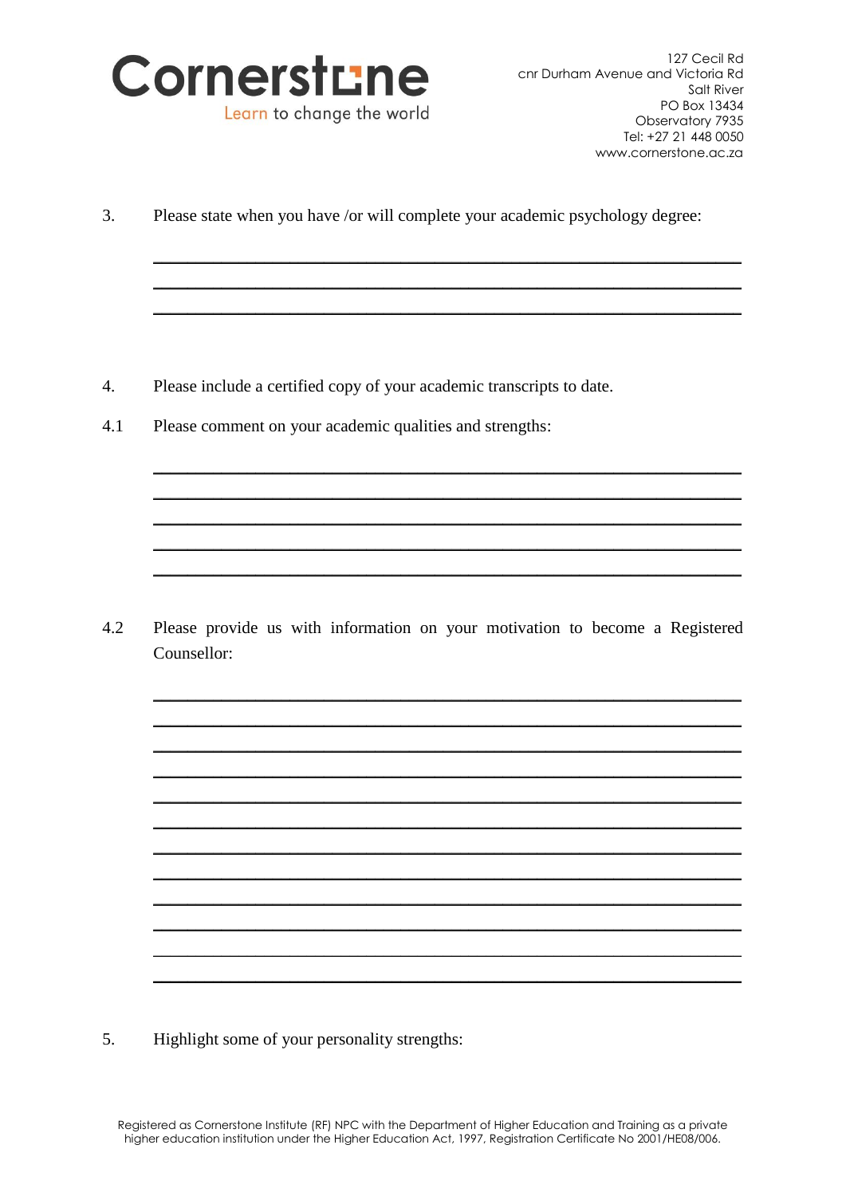3. Please state when you have /or will complete your academic psychology degree:

_______________________________________________________________________

_______________________________________________________________________

_______________________________________________________________________

4. Please include a certified copy of your academic transcripts to date.

4.1 Please comment on your academic qualities and strengths:

_______________________________________________________________________

_______________________________________________________________________

_______________________________________________________________________

_______________________________________________________________________

_______________________________________________________________________

4.2 Please provide us with information on your motivation to become a Registered Counsellor:

_______________________________________________________________________

_______________________________________________________________________

_______________________________________________________________________

_______________________________________________________________________

_______________________________________________________________________

_______________________________________________________________________

_______________________________________________________________________

_______________________________________________________________________

_______________________________________________________________________

_______________________________________________________________________

_______________________________________________________________________

_______________________________________________________________________

5. Highlight some of your personality strengths: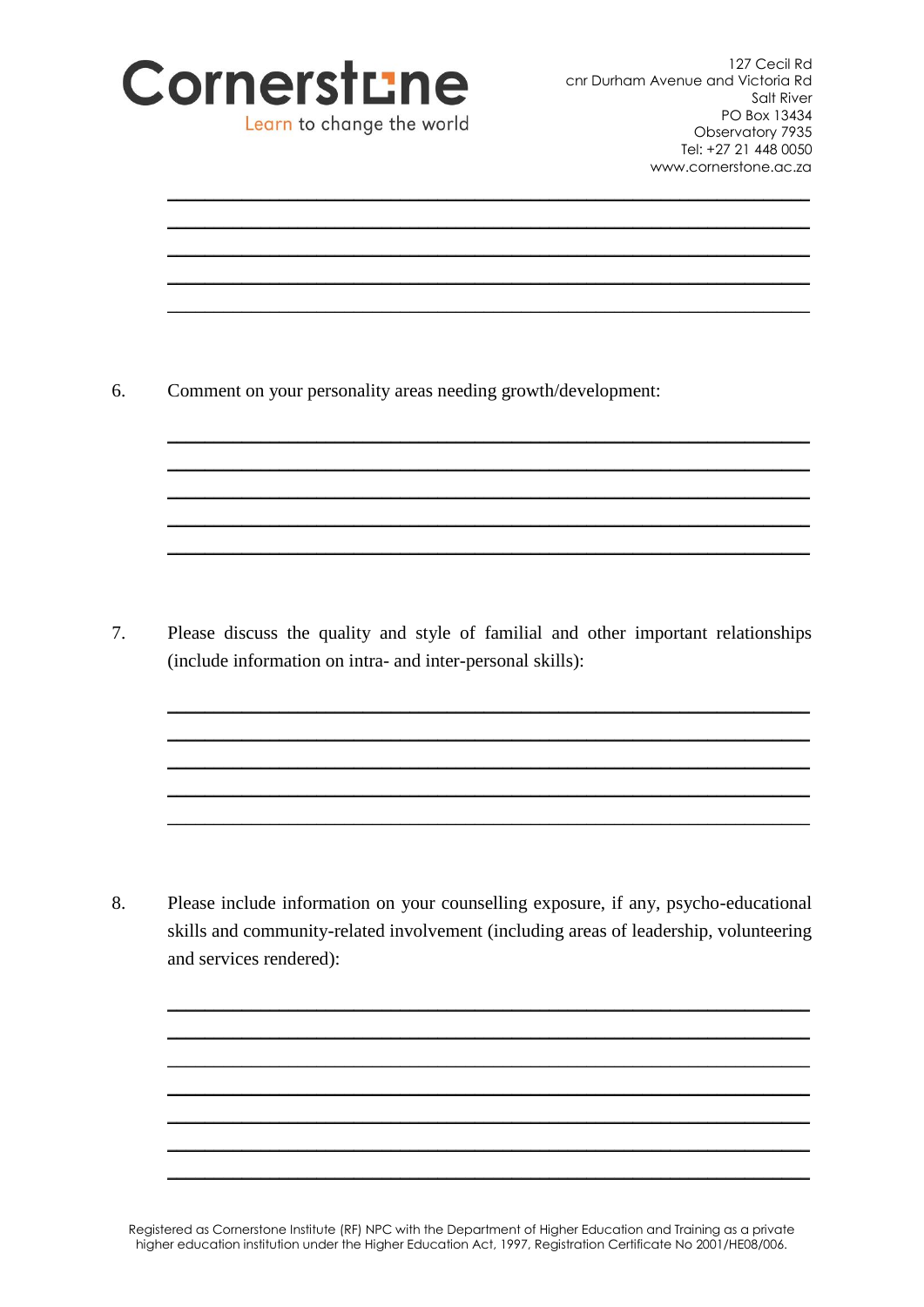6. Comment on your personality areas needing growth/development:

___________________________________________________________________
___________________________________________________________________
___________________________________________________________________
___________________________________________________________________
___________________________________________________________________

7. Please discuss the quality and style of familial and other important relationships (include information on intra- and inter-personal skills):

___________________________________________________________________
___________________________________________________________________
___________________________________________________________________
___________________________________________________________________
___________________________________________________________________

8. Please include information on your counselling exposure, if any, psycho-educational skills and community-related involvement (including areas of leadership, volunteering and services rendered):

___________________________________________________________________
___________________________________________________________________
___________________________________________________________________
___________________________________________________________________
___________________________________________________________________
___________________________________________________________________
___________________________________________________________________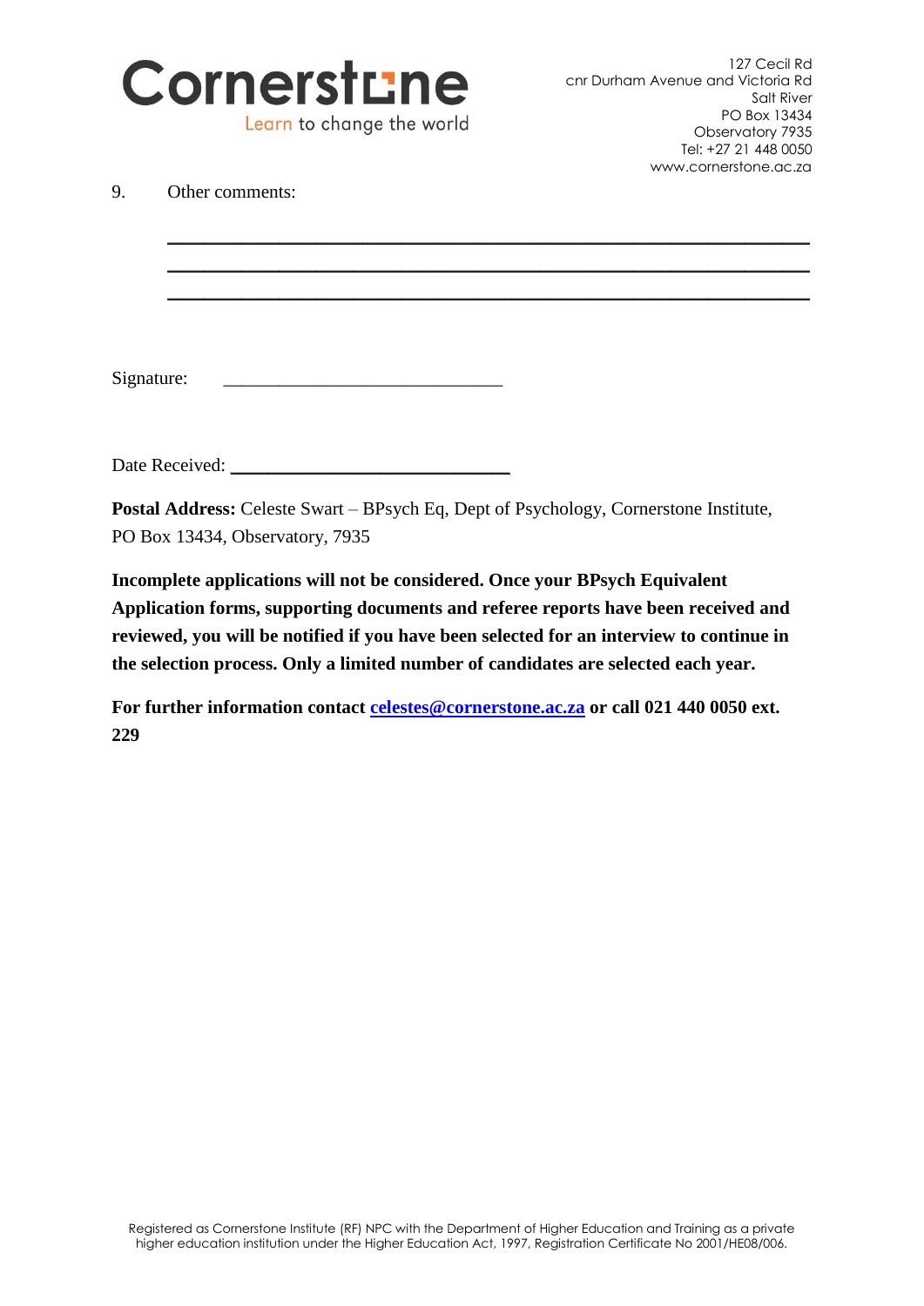9. Other comments:

\_\_\_\_\_\_\_\_\_\_\_\_\_\_\_\_\_\_\_\_\_\_\_\_\_\_\_\_\_\_\_\_\_\_\_\_\_\_\_\_\_\_\_\_\_\_\_\_\_\_\_\_\_\_\_\_\_\_\_\_

\_\_\_\_\_\_\_\_\_\_\_\_\_\_\_\_\_\_\_\_\_\_\_\_\_\_\_\_\_\_\_\_\_\_\_\_\_\_\_\_\_\_\_\_\_\_\_\_\_\_\_\_\_\_\_\_\_\_\_\_

\_\_\_\_\_\_\_\_\_\_\_\_\_\_\_\_\_\_\_\_\_\_\_\_\_\_\_\_\_\_\_\_\_\_\_\_\_\_\_\_\_\_\_\_\_\_\_\_\_\_\_\_\_\_\_\_\_\_\_\_

Signature: \_\_\_\_\_\_\_\_\_\_\_\_\_\_\_\_\_\_\_\_\_\_\_\_\_\_\_\_\_\_

Date Received: \_\_\_\_\_\_\_\_\_\_\_\_\_\_\_\_\_\_\_\_\_\_\_\_\_\_\_\_\_\_

**Postal Address:** Celeste Swart – BPsych Eq, Dept of Psychology, Cornerstone Institute, PO Box 13434, Observatory, 7935

**Incomplete applications will not be considered. Once your BPsych Equivalent Application forms, supporting documents and referee reports have been received and reviewed, you will be notified if you have been selected for an interview to continue in the selection process. Only a limited number of candidates are selected each year.**

**For further information contact [celestes@cornerstone.ac.za](mailto:celestes@cornerstone.ac.za) or call 021 440 0050 ext. 229**